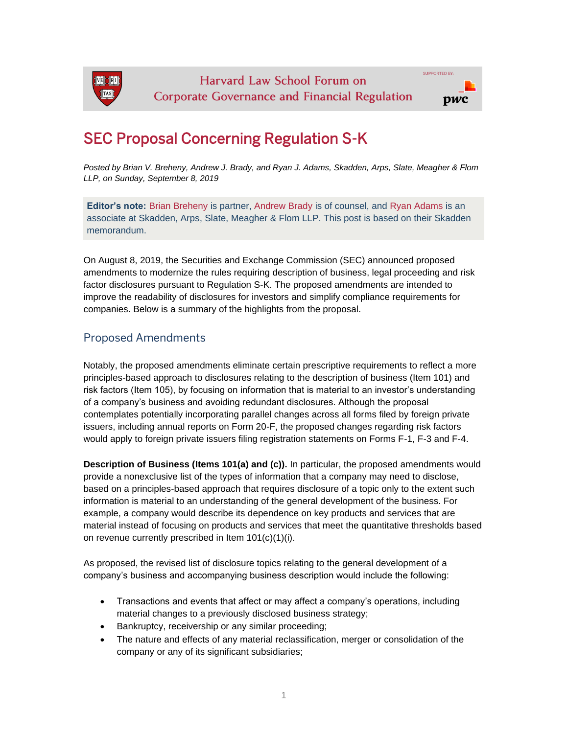# SEC Proposal Concerning Regulation S-K

*Posted by Brian V. Breheny, Andrew J. Brady, and Ryan J. Adams, Skadden, Arps, Slate, Meagher & Flom LLP, on Sunday, September 8, 2019*

**Editor's note:** Brian Breheny is partner, Andrew Brady is of counsel, and Ryan Adams is an associate at Skadden, Arps, Slate, Meagher & Flom LLP. This post is based on their Skadden memorandum.

On August 8, 2019, the Securities and Exchange Commission (SEC) announced proposed amendments to modernize the rules requiring description of business, legal proceeding and risk factor disclosures pursuant to Regulation S-K. The proposed amendments are intended to improve the readability of disclosures for investors and simplify compliance requirements for companies. Below is a summary of the highlights from the proposal.

## Proposed Amendments

Notably, the proposed amendments eliminate certain prescriptive requirements to reflect a more principles-based approach to disclosures relating to the description of business (Item 101) and risk factors (Item 105), by focusing on information that is material to an investor's understanding of a company's business and avoiding redundant disclosures. Although the proposal contemplates potentially incorporating parallel changes across all forms filed by foreign private issuers, including annual reports on Form 20-F, the proposed changes regarding risk factors would apply to foreign private issuers filing registration statements on Forms F-1, F-3 and F-4.

**Description of Business (Items 101(a) and (c)).** In particular, the proposed amendments would provide a nonexclusive list of the types of information that a company may need to disclose, based on a principles-based approach that requires disclosure of a topic only to the extent such information is material to an understanding of the general development of the business. For example, a company would describe its dependence on key products and services that are material instead of focusing on products and services that meet the quantitative thresholds based on revenue currently prescribed in Item 101(c)(1)(i).

As proposed, the revised list of disclosure topics relating to the general development of a company's business and accompanying business description would include the following:

- Transactions and events that affect or may affect a company's operations, including material changes to a previously disclosed business strategy;
- Bankruptcy, receivership or any similar proceeding;
- The nature and effects of any material reclassification, merger or consolidation of the company or any of its significant subsidiaries;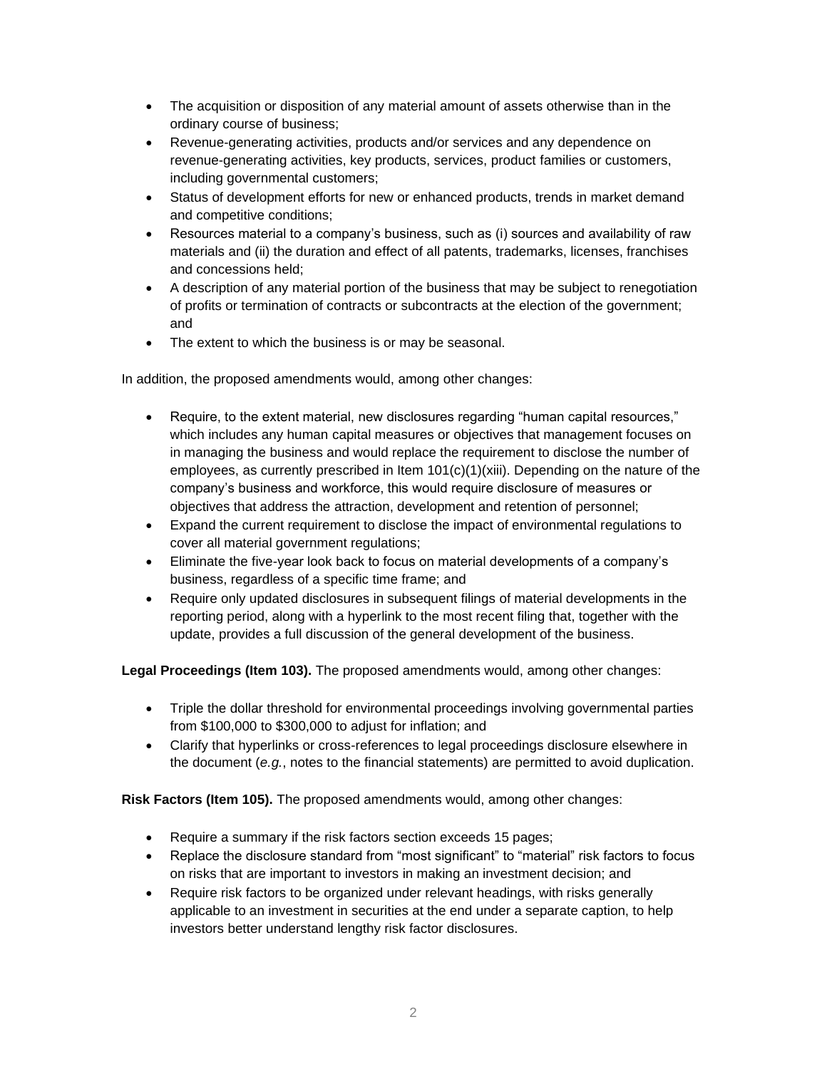- The acquisition or disposition of any material amount of assets otherwise than in the ordinary course of business;
- Revenue-generating activities, products and/or services and any dependence on revenue-generating activities, key products, services, product families or customers, including governmental customers;
- Status of development efforts for new or enhanced products, trends in market demand and competitive conditions;
- Resources material to a company's business, such as (i) sources and availability of raw materials and (ii) the duration and effect of all patents, trademarks, licenses, franchises and concessions held;
- A description of any material portion of the business that may be subject to renegotiation of profits or termination of contracts or subcontracts at the election of the government; and
- The extent to which the business is or may be seasonal.

In addition, the proposed amendments would, among other changes:

- Require, to the extent material, new disclosures regarding "human capital resources," which includes any human capital measures or objectives that management focuses on in managing the business and would replace the requirement to disclose the number of employees, as currently prescribed in Item 101(c)(1)(xiii). Depending on the nature of the company's business and workforce, this would require disclosure of measures or objectives that address the attraction, development and retention of personnel;
- Expand the current requirement to disclose the impact of environmental regulations to cover all material government regulations;
- Eliminate the five-year look back to focus on material developments of a company's business, regardless of a specific time frame; and
- Require only updated disclosures in subsequent filings of material developments in the reporting period, along with a hyperlink to the most recent filing that, together with the update, provides a full discussion of the general development of the business.

**Legal Proceedings (Item 103).** The proposed amendments would, among other changes:

- Triple the dollar threshold for environmental proceedings involving governmental parties from $100,000 to $300,000 to adjust for inflation; and
- Clarify that hyperlinks or cross-references to legal proceedings disclosure elsewhere in the document (*e.g.*, notes to the financial statements) are permitted to avoid duplication.

**Risk Factors (Item 105).** The proposed amendments would, among other changes:

- Require a summary if the risk factors section exceeds 15 pages;
- Replace the disclosure standard from "most significant" to "material" risk factors to focus on risks that are important to investors in making an investment decision; and
- Require risk factors to be organized under relevant headings, with risks generally applicable to an investment in securities at the end under a separate caption, to help investors better understand lengthy risk factor disclosures.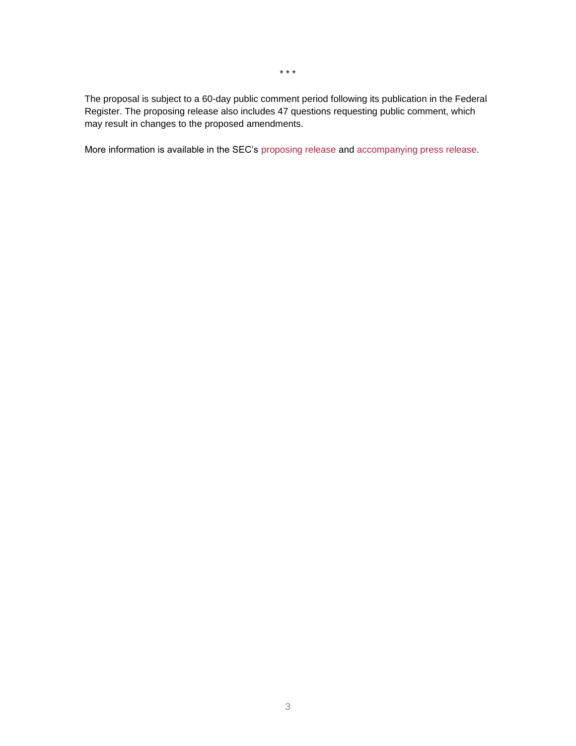* * *

The proposal is subject to a 60-day public comment period following its publication in the Federal Register. The proposing release also includes 47 questions requesting public comment, which may result in changes to the proposed amendments.

More information is available in the SEC's proposing release and accompanying press release.